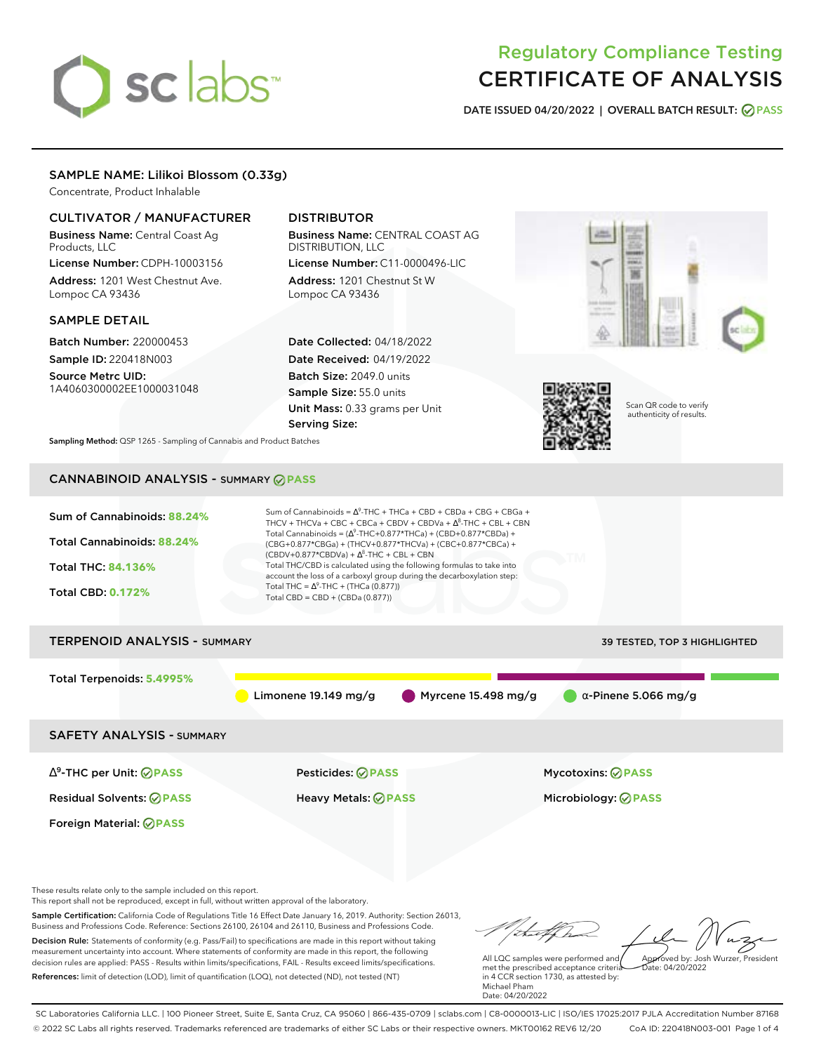# Regulatory Compliance Testing
# CERTIFICATE OF ANALYSIS

**DATE ISSUED 04/20/2022 | OVERALL BATCH RESULT: PASS**

## SAMPLE NAME: Lilikoi Blossom (0.33g)

Concentrate, Product Inhalable

### CULTIVATOR / MANUFACTURER

**Business Name:** Central Coast Ag Products, LLC

**License Number:** CDPH-10003156

**Address:** 1201 West Chestnut Ave. Lompoc CA 93436

### DISTRIBUTOR

**Business Name:** CENTRAL COAST AG DISTRIBUTION, LLC

**License Number:** C11-0000496-LIC

**Address:** 1201 Chestnut St W Lompoc CA 93436

### SAMPLE DETAIL

**Batch Number:** 220000453

**Sample ID:** 220418N003

**Source Metrc UID:** 1A4060300002EE1000031048

**Date Collected:** 04/18/2022

**Date Received:** 04/19/2022

**Batch Size:** 2049.0 units

**Sample Size:** 55.0 units

**Unit Mass:** 0.33 grams per Unit

**Serving Size:**

Scan QR code to verify authenticity of results.

**Sampling Method:** QSP 1265 - Sampling of Cannabis and Product Batches

## CANNABINOID ANALYSIS - SUMMARY PASS

**Sum of Cannabinoids: 88.24%**

**Total Cannabinoids: 88.24%**

**Total THC: 84.136%**

**Total CBD: 0.172%**

Sum of Cannabinoids = $\Delta^9$-THC + THCa + CBD + CBDa + CBG + CBGa + THCV + THCVa + CBC + CBCa + CBDV + CBDVa + $\Delta^8$-THC + CBL + CBN

Total Cannabinoids = ($\Delta^9$-THC+0.877*THCa) + (CBD+0.877*CBDa) + (CBG+0.877*CBGa) + (THCV+0.877*THCVa) + (CBC+0.877*CBCa) + (CBDV+0.877*CBDVa) + $\Delta^8$-THC + CBL + CBN

Total THC/CBD is calculated using the following formulas to take into account the loss of a carboxyl group during the decarboxylation step:

Total THC = $\Delta^9$-THC + (THCa (0.877))

Total CBD = CBD + (CBDa (0.877))

## TERPENOID ANALYSIS - SUMMARY

39 TESTED, TOP 3 HIGHLIGHTED

**Total Terpenoids: 5.4995%**

Limonene 19.149 mg/g | Myrcene 15.498 mg/g | α-Pinene 5.066 mg/g

## SAFETY ANALYSIS - SUMMARY

| | | |
|---|---|---|
| $\Delta^9$-THC per Unit: PASS | Pesticides: PASS | Mycotoxins: PASS |
| Residual Solvents: PASS | Heavy Metals: PASS | Microbiology: PASS |
| Foreign Material: PASS | | |

These results relate only to the sample included on this report.
This report shall not be reproduced, except in full, without written approval of the laboratory.

**Sample Certification:** California Code of Regulations Title 16 Effect Date January 16, 2019. Authority: Section 26013, Business and Professions Code. Reference: Sections 26100, 26104 and 26110, Business and Professions Code.

**Decision Rule:** Statements of conformity (e.g. Pass/Fail) to specifications are made in this report without taking measurement uncertainty into account. Where statements of conformity are made in this report, the following decision rules are applied: PASS - Results within limits/specifications, FAIL - Results exceed limits/specifications.

**References:** limit of detection (LOD), limit of quantification (LOQ), not detected (ND), not tested (NT)

All LQC samples were performed and met the prescribed acceptance criteria in 4 CCR section 1730, as attested by: Michael Pham
Date: 04/20/2022

Approved by: Josh Wurzer, President
Date: 04/20/2022

SC Laboratories California LLC. | 100 Pioneer Street, Suite E, Santa Cruz, CA 95060 | 866-435-0709 | sclabs.com | C8-0000013-LIC | ISO/IES 17025:2017 PJLA Accreditation Number 87168
© 2022 SC Labs all rights reserved. Trademarks referenced are trademarks of either SC Labs or their respective owners. MKT00162 REV6 12/20 CoA ID: 220418N003-001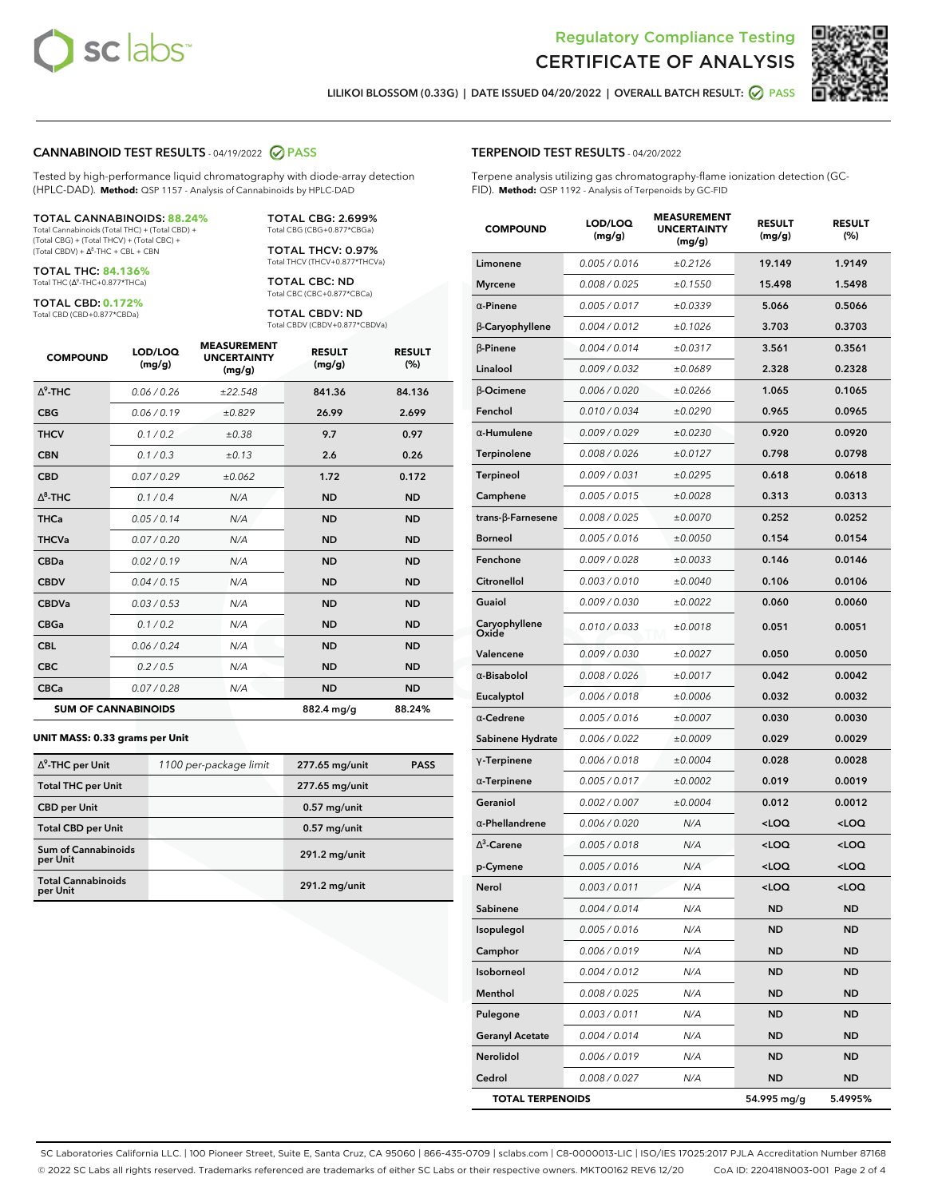Regulatory Compliance Testing
# CERTIFICATE OF ANALYSIS

LILIKOI BLOSSOM (0.33G) | DATE ISSUED 04/20/2022 | OVERALL BATCH RESULT: PASS

## CANNABINOID TEST RESULTS - 04/19/2022 PASS

Tested by high-performance liquid chromatography with diode-array detection (HPLC-DAD). **Method:** QSP 1157 - Analysis of Cannabinoids by HPLC-DAD

**TOTAL CANNABINOIDS: 88.24%**
Total Cannabinoids (Total THC) + (Total CBD) + (Total CBG) + (Total THCV) + (Total CBC) + (Total CBDV) + $\Delta^8$-THC + CBL + CBN

**TOTAL THC: 84.136%**
Total THC ($\Delta^9$-THC+0.877*THCa)

**TOTAL CBD: 0.172%**
Total CBD (CBD+0.877*CBDa)

**TOTAL CBG: 2.699%**
Total CBG (CBG+0.877*CBGa)

**TOTAL THCV: 0.97%**
Total THCV (THCV+0.877*THCVa)

**TOTAL CBC: ND**
Total CBC (CBC+0.877*CBCa)

**TOTAL CBDV: ND**
Total CBDV (CBDV+0.877*CBDVa)

| COMPOUND | LOD/LOQ (mg/g) | MEASUREMENT UNCERTAINTY (mg/g) | RESULT (mg/g) | RESULT (%) |
|---|---|---|---|---|
| $\Delta^9$-THC | 0.06 / 0.26 | ±22.548 | 841.36 | 84.136 |
| CBG | 0.06 / 0.19 | ±0.829 | 26.99 | 2.699 |
| THCV | 0.1 / 0.2 | ±0.38 | 9.7 | 0.97 |
| CBN | 0.1 / 0.3 | ±0.13 | 2.6 | 0.26 |
| CBD | 0.07 / 0.29 | ±0.062 | 1.72 | 0.172 |
| $\Delta^8$-THC | 0.1 / 0.4 | N/A | ND | ND |
| THCa | 0.05 / 0.14 | N/A | ND | ND |
| THCVa | 0.07 / 0.20 | N/A | ND | ND |
| CBDa | 0.02 / 0.19 | N/A | ND | ND |
| CBDV | 0.04 / 0.15 | N/A | ND | ND |
| CBDVa | 0.03 / 0.53 | N/A | ND | ND |
| CBGa | 0.1 / 0.2 | N/A | ND | ND |
| CBL | 0.06 / 0.24 | N/A | ND | ND |
| CBC | 0.2 / 0.5 | N/A | ND | ND |
| CBCa | 0.07 / 0.28 | N/A | ND | ND |
| **SUM OF CANNABINOIDS** | | | 882.4 mg/g | 88.24% |

**UNIT MASS: 0.33 grams per Unit**

| | | | |
|---|---|---|---|
| $\Delta^9$-THC per Unit | 1100 per-package limit | 277.65 mg/unit | PASS |
| Total THC per Unit | | 277.65 mg/unit | |
| CBD per Unit | | 0.57 mg/unit | |
| Total CBD per Unit | | 0.57 mg/unit | |
| Sum of Cannabinoids per Unit | | 291.2 mg/unit | |
| Total Cannabinoids per Unit | | 291.2 mg/unit | |

## TERPENOID TEST RESULTS - 04/20/2022

Terpene analysis utilizing gas chromatography-flame ionization detection (GC-FID). **Method:** QSP 1192 - Analysis of Terpenoids by GC-FID

| COMPOUND | LOD/LOQ (mg/g) | MEASUREMENT UNCERTAINTY (mg/g) | RESULT (mg/g) | RESULT (%) |
|---|---|---|---|---|
| Limonene | 0.005 / 0.016 | ±0.2126 | 19.149 | 1.9149 |
| Myrcene | 0.008 / 0.025 | ±0.1550 | 15.498 | 1.5498 |
| α-Pinene | 0.005 / 0.017 | ±0.0339 | 5.066 | 0.5066 |
| β-Caryophyllene | 0.004 / 0.012 | ±0.1026 | 3.703 | 0.3703 |
| β-Pinene | 0.004 / 0.014 | ±0.0317 | 3.561 | 0.3561 |
| Linalool | 0.009 / 0.032 | ±0.0689 | 2.328 | 0.2328 |
| β-Ocimene | 0.006 / 0.020 | ±0.0266 | 1.065 | 0.1065 |
| Fenchol | 0.010 / 0.034 | ±0.0290 | 0.965 | 0.0965 |
| α-Humulene | 0.009 / 0.029 | ±0.0230 | 0.920 | 0.0920 |
| Terpinolene | 0.008 / 0.026 | ±0.0127 | 0.798 | 0.0798 |
| Terpineol | 0.009 / 0.031 | ±0.0295 | 0.618 | 0.0618 |
| Camphene | 0.005 / 0.015 | ±0.0028 | 0.313 | 0.0313 |
| trans-β-Farnesene | 0.008 / 0.025 | ±0.0070 | 0.252 | 0.0252 |
| Borneol | 0.005 / 0.016 | ±0.0050 | 0.154 | 0.0154 |
| Fenchone | 0.009 / 0.028 | ±0.0033 | 0.146 | 0.0146 |
| Citronellol | 0.003 / 0.010 | ±0.0040 | 0.106 | 0.0106 |
| Guaiol | 0.009 / 0.030 | ±0.0022 | 0.060 | 0.0060 |
| Caryophyllene Oxide | 0.010 / 0.033 | ±0.0018 | 0.051 | 0.0051 |
| Valencene | 0.009 / 0.030 | ±0.0027 | 0.050 | 0.0050 |
| α-Bisabolol | 0.008 / 0.026 | ±0.0017 | 0.042 | 0.0042 |
| Eucalyptol | 0.006 / 0.018 | ±0.0006 | 0.032 | 0.0032 |
| α-Cedrene | 0.005 / 0.016 | ±0.0007 | 0.030 | 0.0030 |
| Sabinene Hydrate | 0.006 / 0.022 | ±0.0009 | 0.029 | 0.0029 |
| γ-Terpinene | 0.006 / 0.018 | ±0.0004 | 0.028 | 0.0028 |
| α-Terpinene | 0.005 / 0.017 | ±0.0002 | 0.019 | 0.0019 |
| Geraniol | 0.002 / 0.007 | ±0.0004 | 0.012 | 0.0012 |
| α-Phellandrene | 0.006 / 0.020 | N/A | <LOQ | <LOQ |
| $\Delta^3$-Carene | 0.005 / 0.018 | N/A | <LOQ | <LOQ |
| p-Cymene | 0.005 / 0.016 | N/A | <LOQ | <LOQ |
| Nerol | 0.003 / 0.011 | N/A | <LOQ | <LOQ |
| Sabinene | 0.004 / 0.014 | N/A | ND | ND |
| Isopulegol | 0.005 / 0.016 | N/A | ND | ND |
| Camphor | 0.006 / 0.019 | N/A | ND | ND |
| Isoborneol | 0.004 / 0.012 | N/A | ND | ND |
| Menthol | 0.008 / 0.025 | N/A | ND | ND |
| Pulegone | 0.003 / 0.011 | N/A | ND | ND |
| Geranyl Acetate | 0.004 / 0.014 | N/A | ND | ND |
| Nerolidol | 0.006 / 0.019 | N/A | ND | ND |
| Cedrol | 0.008 / 0.027 | N/A | ND | ND |
| **TOTAL TERPENOIDS** | | | 54.995 mg/g | 5.4995% |

SC Laboratories California LLC. | 100 Pioneer Street, Suite E, Santa Cruz, CA 95060 | 866-435-0709 | sclabs.com | C8-0000013-LIC | ISO/IES 17025:2017 PJLA Accreditation Number 87168
© 2022 SC Labs all rights reserved. Trademarks referenced are trademarks of either SC Labs or their respective owners. MKT00162 REV6 12/20 CoA ID: 220418N003-001